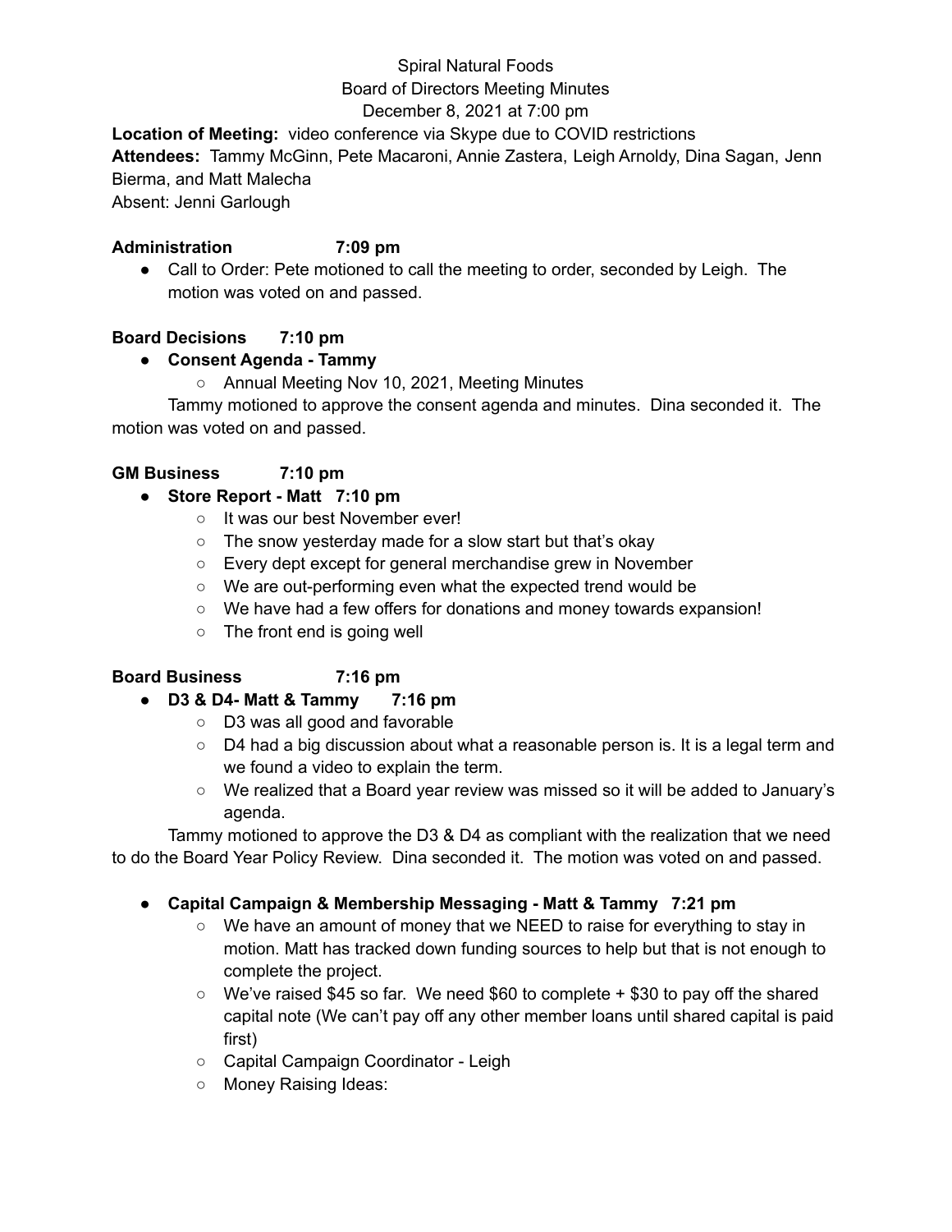Spiral Natural Foods
Board of Directors Meeting Minutes
December 8, 2021 at 7:00 pm

**Location of Meeting:** video conference via Skype due to COVID restrictions
**Attendees:** Tammy McGinn, Pete Macaroni, Annie Zastera, Leigh Arnoldy, Dina Sagan, Jenn Bierma, and Matt Malecha
Absent: Jenni Garlough

**Administration 7:09 pm**

- Call to Order: Pete motioned to call the meeting to order, seconded by Leigh. The motion was voted on and passed.

**Board Decisions 7:10 pm**

- **Consent Agenda - Tammy**
  - Annual Meeting Nov 10, 2021, Meeting Minutes

Tammy motioned to approve the consent agenda and minutes. Dina seconded it. The motion was voted on and passed.

**GM Business 7:10 pm**

- **Store Report - Matt 7:10 pm**
  - It was our best November ever!
  - The snow yesterday made for a slow start but that's okay
  - Every dept except for general merchandise grew in November
  - We are out-performing even what the expected trend would be
  - We have had a few offers for donations and money towards expansion!
  - The front end is going well

**Board Business 7:16 pm**

- **D3 & D4- Matt & Tammy 7:16 pm**
  - D3 was all good and favorable
  - D4 had a big discussion about what a reasonable person is. It is a legal term and we found a video to explain the term.
  - We realized that a Board year review was missed so it will be added to January's agenda.

Tammy motioned to approve the D3 & D4 as compliant with the realization that we need to do the Board Year Policy Review. Dina seconded it. The motion was voted on and passed.

- **Capital Campaign & Membership Messaging - Matt & Tammy 7:21 pm**
  - We have an amount of money that we NEED to raise for everything to stay in motion. Matt has tracked down funding sources to help but that is not enough to complete the project.
  - We've raised $45 so far. We need $60 to complete + $30 to pay off the shared capital note (We can't pay off any other member loans until shared capital is paid first)
  - Capital Campaign Coordinator - Leigh
  - Money Raising Ideas: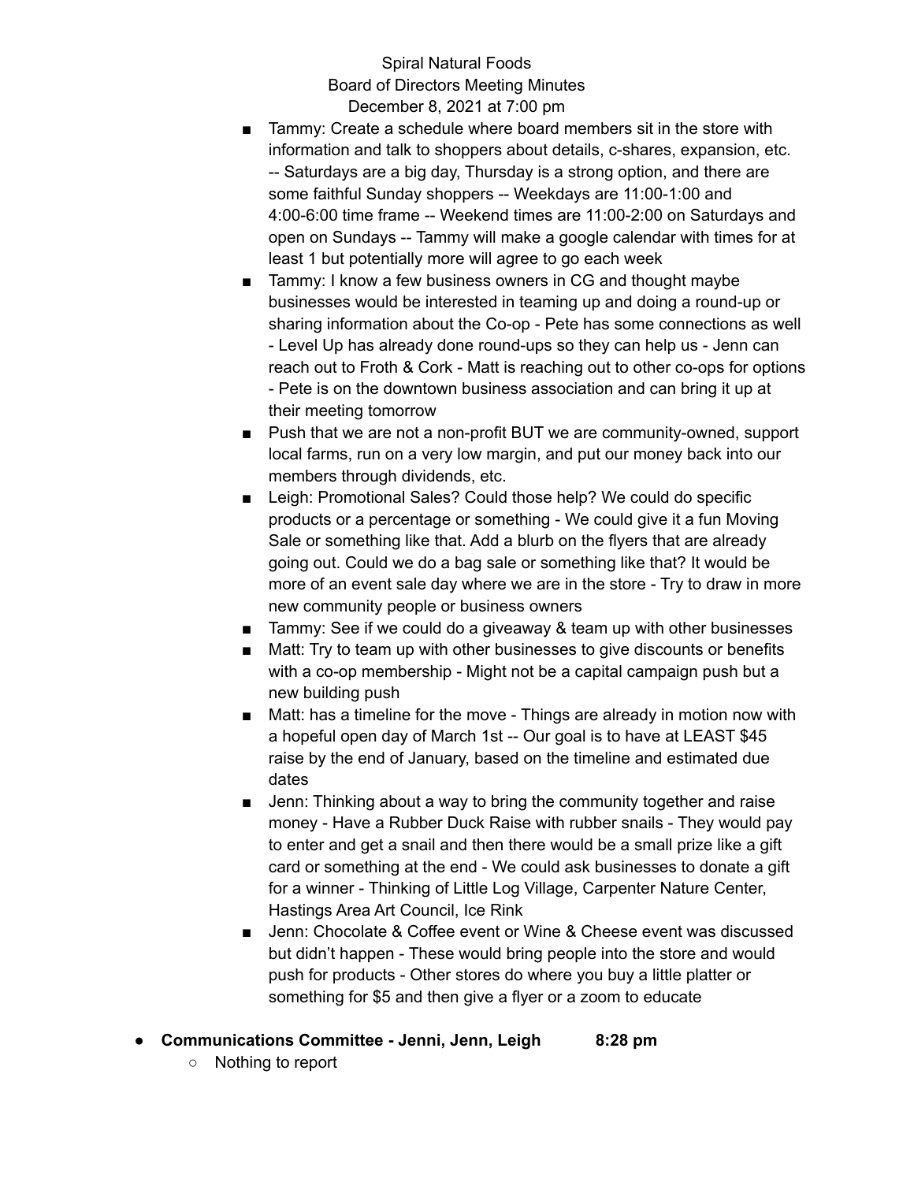Spiral Natural Foods
Board of Directors Meeting Minutes
December 8, 2021 at 7:00 pm

    - Tammy: Create a schedule where board members sit in the store with information and talk to shoppers about details, c-shares, expansion, etc. -- Saturdays are a big day, Thursday is a strong option, and there are some faithful Sunday shoppers -- Weekdays are 11:00-1:00 and 4:00-6:00 time frame -- Weekend times are 11:00-2:00 on Saturdays and open on Sundays -- Tammy will make a google calendar with times for at least 1 but potentially more will agree to go each week
    - Tammy: I know a few business owners in CG and thought maybe businesses would be interested in teaming up and doing a round-up or sharing information about the Co-op - Pete has some connections as well - Level Up has already done round-ups so they can help us - Jenn can reach out to Froth & Cork - Matt is reaching out to other co-ops for options - Pete is on the downtown business association and can bring it up at their meeting tomorrow
    - Push that we are not a non-profit BUT we are community-owned, support local farms, run on a very low margin, and put our money back into our members through dividends, etc.
    - Leigh: Promotional Sales? Could those help? We could do specific products or a percentage or something - We could give it a fun Moving Sale or something like that. Add a blurb on the flyers that are already going out. Could we do a bag sale or something like that? It would be more of an event sale day where we are in the store - Try to draw in more new community people or business owners
    - Tammy: See if we could do a giveaway & team up with other businesses
    - Matt: Try to team up with other businesses to give discounts or benefits with a co-op membership - Might not be a capital campaign push but a new building push
    - Matt: has a timeline for the move - Things are already in motion now with a hopeful open day of March 1st -- Our goal is to have at LEAST $45 raise by the end of January, based on the timeline and estimated due dates
    - Jenn: Thinking about a way to bring the community together and raise money - Have a Rubber Duck Raise with rubber snails - They would pay to enter and get a snail and then there would be a small prize like a gift card or something at the end - We could ask businesses to donate a gift for a winner - Thinking of Little Log Village, Carpenter Nature Center, Hastings Area Art Council, Ice Rink
    - Jenn: Chocolate & Coffee event or Wine & Cheese event was discussed but didn't happen - These would bring people into the store and would push for products - Other stores do where you buy a little platter or something for $5 and then give a flyer or a zoom to educate

- **Communications Committee - Jenni, Jenn, Leigh 8:28 pm**
    - Nothing to report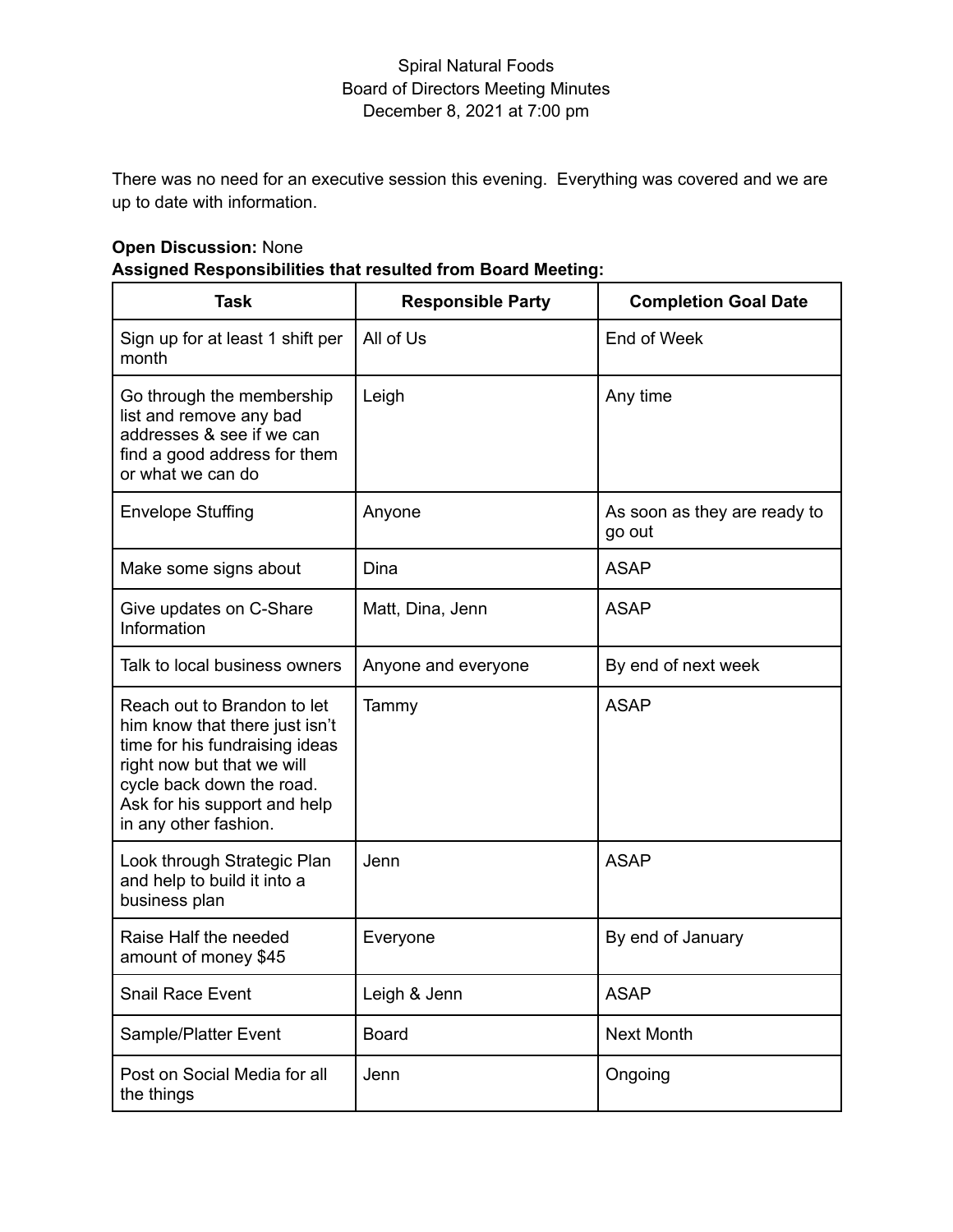Spiral Natural Foods
Board of Directors Meeting Minutes
December 8, 2021 at 7:00 pm

There was no need for an executive session this evening. Everything was covered and we are up to date with information.

**Open Discussion:** None
**Assigned Responsibilities that resulted from Board Meeting:**

| Task | Responsible Party | Completion Goal Date |
|---|---|---|
| Sign up for at least 1 shift per month | All of Us | End of Week |
| Go through the membership list and remove any bad addresses & see if we can find a good address for them or what we can do | Leigh | Any time |
| Envelope Stuffing | Anyone | As soon as they are ready to go out |
| Make some signs about | Dina | ASAP |
| Give updates on C-Share Information | Matt, Dina, Jenn | ASAP |
| Talk to local business owners | Anyone and everyone | By end of next week |
| Reach out to Brandon to let him know that there just isn't time for his fundraising ideas right now but that we will cycle back down the road. Ask for his support and help in any other fashion. | Tammy | ASAP |
| Look through Strategic Plan and help to build it into a business plan | Jenn | ASAP |
| Raise Half the needed amount of money $45 | Everyone | By end of January |
| Snail Race Event | Leigh & Jenn | ASAP |
| Sample/Platter Event | Board | Next Month |
| Post on Social Media for all the things | Jenn | Ongoing |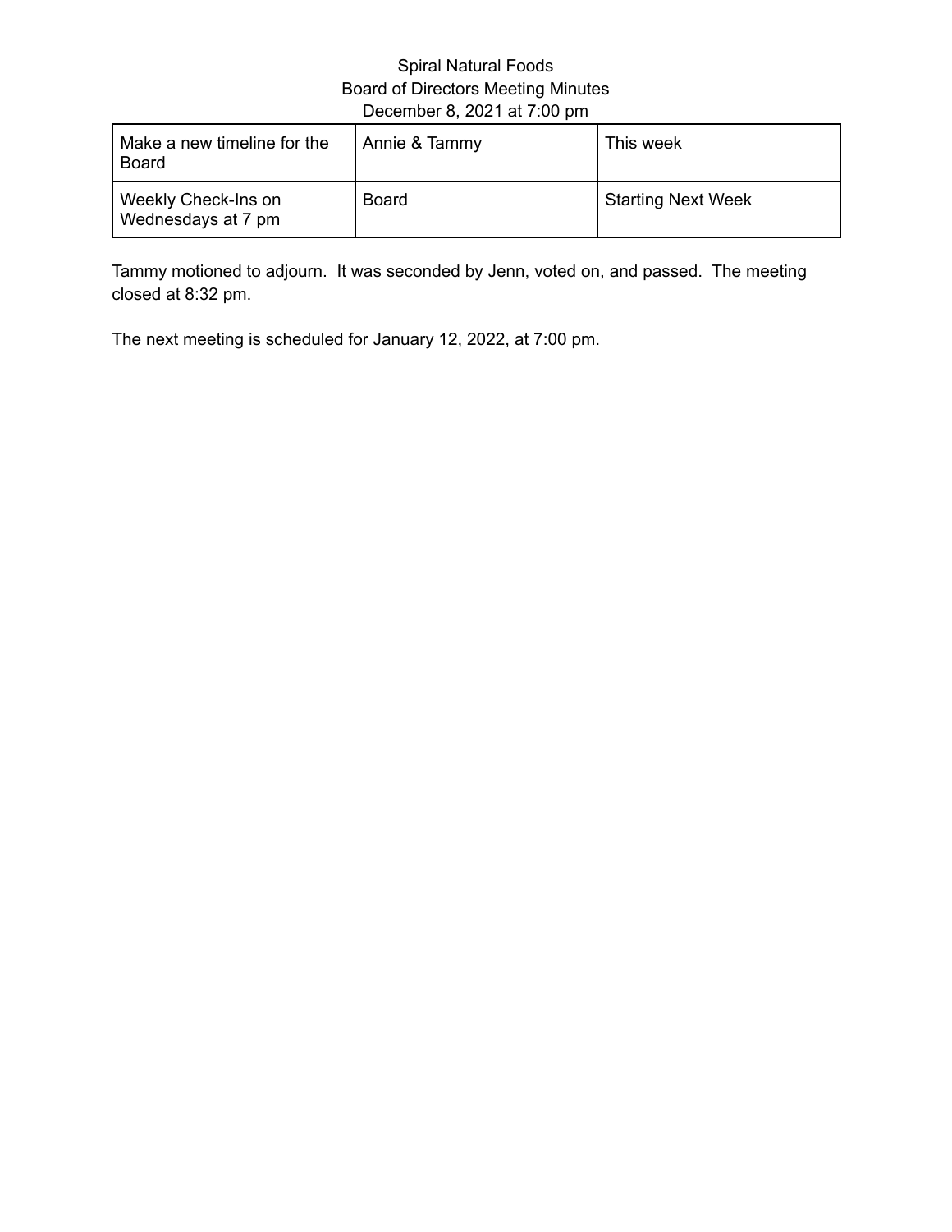| | | |
|---|---|---|
| Make a new timeline for the Board | Annie & Tammy | This week |
| Weekly Check-Ins on Wednesdays at 7 pm | Board | Starting Next Week |

Tammy motioned to adjourn. It was seconded by Jenn, voted on, and passed. The meeting closed at 8:32 pm.

The next meeting is scheduled for January 12, 2022, at 7:00 pm.